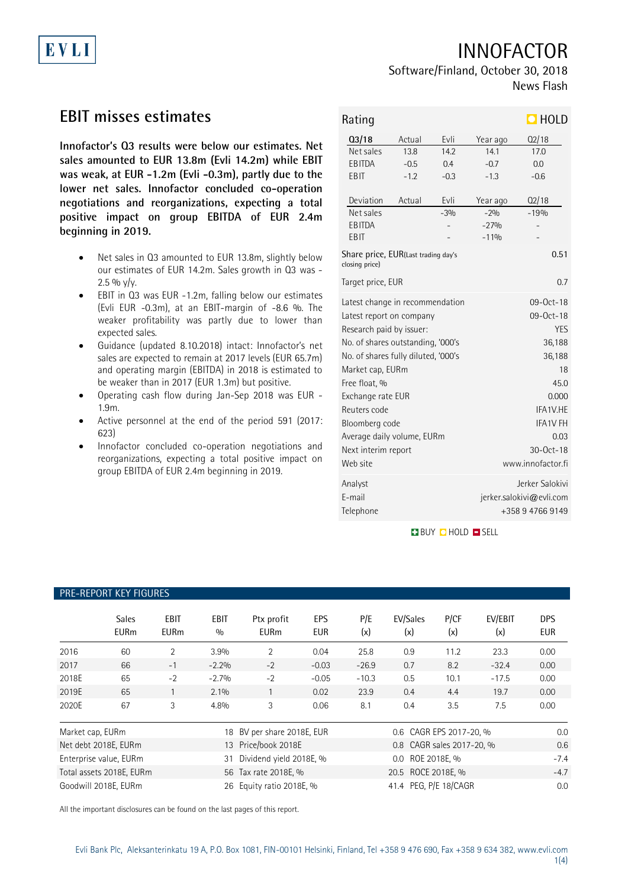EVLI

# INNOFACTOR

Software/Finland, October 30, 2018

News Flash

## EBIT misses estimates

**Innofactor's Q3 results were below our estimates. Net sales amounted to EUR 13.8m (Evli 14.2m) while EBIT was weak, at EUR -1.2m (Evli -0.3m), partly due to the lower net sales. Innofactor concluded co-operation negotiations and reorganizations, expecting a total positive impact on group EBITDA of EUR 2.4m beginning in 2019.**

- Net sales in Q3 amounted to EUR 13.8m, slightly below our estimates of EUR 14.2m. Sales growth in Q3 was -2.5 % y/y.
- EBIT in Q3 was EUR -1.2m, falling below our estimates (Evli EUR -0.3m), at an EBIT-margin of -8.6 %. The weaker profitability was partly due to lower than expected sales.
- Guidance (updated 8.10.2018) intact: Innofactor's net sales are expected to remain at 2017 levels (EUR 65.7m) and operating margin (EBITDA) in 2018 is estimated to be weaker than in 2017 (EUR 1.3m) but positive.
- Operating cash flow during Jan-Sep 2018 was EUR -1.9m.
- Active personnel at the end of the period 591 (2017: 623)
- Innofactor concluded co-operation negotiations and reorganizations, expecting a total positive impact on group EBITDA of EUR 2.4m beginning in 2019.

**Rating: HOLD**

| Q3/18 | Actual | Evli | Year ago | Q2/18 |
|---|---|---|---|---|
| Net sales | 13.8 | 14.2 | 14.1 | 17.0 |
| EBITDA | -0.5 | 0.4 | -0.7 | 0.0 |
| EBIT | -1.2 | -0.3 | -1.3 | -0.6 |

| Deviation | Actual | Evli | Year ago | Q2/18 |
|---|---|---|---|---|
| Net sales | | -3% | -2% | -19% |
| EBITDA | | - | -27% | - |
| EBIT | | - | -11% | - |

| | |
|---|---|
| Share price, EUR (Last trading day's closing price) | 0.51 |
| Target price, EUR | 0.7 |
| Latest change in recommendation | 09-Oct-18 |
| Latest report on company | 09-Oct-18 |
| Research paid by issuer: | YES |
| No. of shares outstanding, '000's | 36,188 |
| No. of shares fully diluted, '000's | 36,188 |
| Market cap, EURm | 18 |
| Free float, % | 45.0 |
| Exchange rate EUR | 0.000 |
| Reuters code | IFA1V.HE |
| Bloomberg code | IFA1V FH |
| Average daily volume, EURm | 0.03 |
| Next interim report | 30-Oct-18 |
| Web site | www.innofactor.fi |
| Analyst | Jerker Salokivi |
| E-mail | jerker.salokivi@evli.com |
| Telephone | +358 9 4766 9149 |

BUY / HOLD / SELL

### PRE-REPORT KEY FIGURES

| | Sales EURm | EBIT EURm | EBIT % | Ptx profit EURm | EPS EUR | P/E (x) | EV/Sales (x) | P/CF (x) | EV/EBIT (x) | DPS EUR |
|---|---|---|---|---|---|---|---|---|---|---|
| 2016 | 60 | 2 | 3.9% | 2 | 0.04 | 25.8 | 0.9 | 11.2 | 23.3 | 0.00 |
| 2017 | 66 | -1 | -2.2% | -2 | -0.03 | -26.9 | 0.7 | 8.2 | -32.4 | 0.00 |
| 2018E | 65 | -2 | -2.7% | -2 | -0.05 | -10.3 | 0.5 | 10.1 | -17.5 | 0.00 |
| 2019E | 65 | 1 | 2.1% | 1 | 0.02 | 23.9 | 0.4 | 4.4 | 19.7 | 0.00 |
| 2020E | 67 | 3 | 4.8% | 3 | 0.06 | 8.1 | 0.4 | 3.5 | 7.5 | 0.00 |

| | | | | | |
|---|---|---|---|---|---|
| Market cap, EURm | 18 | BV per share 2018E, EUR | 0.6 | CAGR EPS 2017-20, % | 0.0 |
| Net debt 2018E, EURm | 13 | Price/book 2018E | 0.8 | CAGR sales 2017-20, % | 0.6 |
| Enterprise value, EURm | 31 | Dividend yield 2018E, % | 0.0 | ROE 2018E, % | -7.4 |
| Total assets 2018E, EURm | 56 | Tax rate 2018E, % | 20.5 | ROCE 2018E, % | -4.7 |
| Goodwill 2018E, EURm | 26 | Equity ratio 2018E, % | 41.4 | PEG, P/E 18/CAGR | 0.0 |

All the important disclosures can be found on the last pages of this report.

Evli Bank Plc, Aleksanterinkatu 19 A, P.O. Box 1081, FIN-00101 Helsinki, Finland, Tel +358 9 476 690, Fax +358 9 634 382, www.evli.com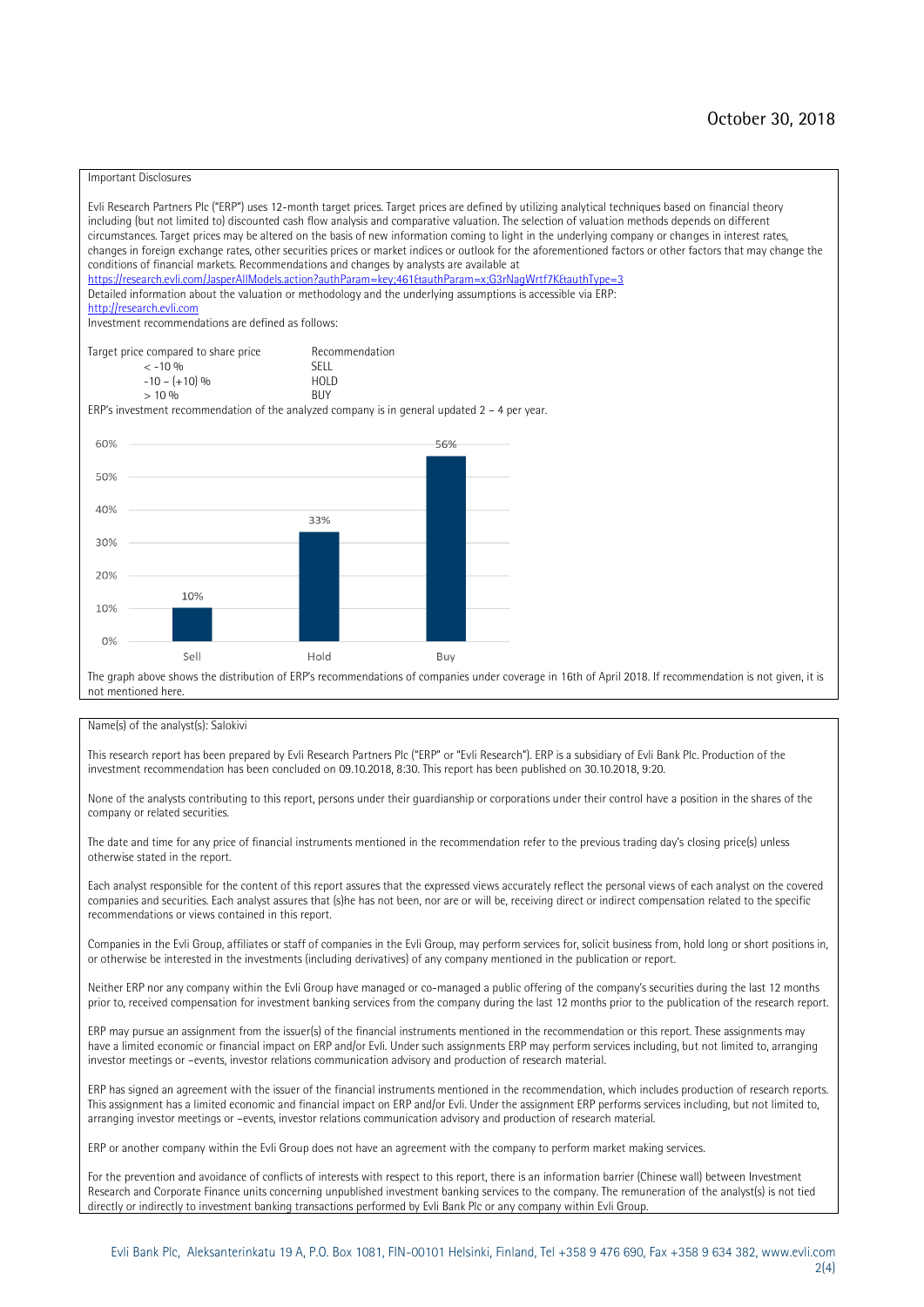October 30, 2018

Important Disclosures

Evli Research Partners Plc ("ERP") uses 12-month target prices. Target prices are defined by utilizing analytical techniques based on financial theory including (but not limited to) discounted cash flow analysis and comparative valuation. The selection of valuation methods depends on different circumstances. Target prices may be altered on the basis of new information coming to light in the underlying company or changes in interest rates, changes in foreign exchange rates, other securities prices or market indices or outlook for the aforementioned factors or other factors that may change the conditions of financial markets. Recommendations and changes by analysts are available at
https://research.evli.com/JasperAllModels.action?authParam=key;461&authParam=x;G3rNagWrtf7K&authType=3
Detailed information about the valuation or methodology and the underlying assumptions is accessible via ERP:
http://research.evli.com
Investment recommendations are defined as follows:

| Target price compared to share price | Recommendation |
|---|---|
| < -10 % | SELL |
| -10 – (+10) % | HOLD |
| > 10 % | BUY |

ERP's investment recommendation of the analyzed company is in general updated 2 – 4 per year.

| | Sell | Hold | Buy |
|---|---|---|---|
| Share of recommendations | 10% | 33% | 56% |

The graph above shows the distribution of ERP's recommendations of companies under coverage in 16th of April 2018. If recommendation is not given, it is not mentioned here.

Name(s) of the analyst(s): Salokivi

This research report has been prepared by Evli Research Partners Plc ("ERP" or "Evli Research"). ERP is a subsidiary of Evli Bank Plc. Production of the investment recommendation has been concluded on 09.10.2018, 8:30. This report has been published on 30.10.2018, 9:20.

None of the analysts contributing to this report, persons under their guardianship or corporations under their control have a position in the shares of the company or related securities.

The date and time for any price of financial instruments mentioned in the recommendation refer to the previous trading day's closing price(s) unless otherwise stated in the report.

Each analyst responsible for the content of this report assures that the expressed views accurately reflect the personal views of each analyst on the covered companies and securities. Each analyst assures that (s)he has not been, nor are or will be, receiving direct or indirect compensation related to the specific recommendations or views contained in this report.

Companies in the Evli Group, affiliates or staff of companies in the Evli Group, may perform services for, solicit business from, hold long or short positions in, or otherwise be interested in the investments (including derivatives) of any company mentioned in the publication or report.

Neither ERP nor any company within the Evli Group have managed or co-managed a public offering of the company's securities during the last 12 months prior to, received compensation for investment banking services from the company during the last 12 months prior to the publication of the research report.

ERP may pursue an assignment from the issuer(s) of the financial instruments mentioned in the recommendation or this report. These assignments may have a limited economic or financial impact on ERP and/or Evli. Under such assignments ERP may perform services including, but not limited to, arranging investor meetings or –events, investor relations communication advisory and production of research material.

ERP has signed an agreement with the issuer of the financial instruments mentioned in the recommendation, which includes production of research reports. This assignment has a limited economic and financial impact on ERP and/or Evli. Under the assignment ERP performs services including, but not limited to, arranging investor meetings or –events, investor relations communication advisory and production of research material.

ERP or another company within the Evli Group does not have an agreement with the company to perform market making services.

For the prevention and avoidance of conflicts of interests with respect to this report, there is an information barrier (Chinese wall) between Investment Research and Corporate Finance units concerning unpublished investment banking services to the company. The remuneration of the analyst(s) is not tied directly or indirectly to investment banking transactions performed by Evli Bank Plc or any company within Evli Group.

Evli Bank Plc, Aleksanterinkatu 19 A, P.O. Box 1081, FIN-00101 Helsinki, Finland, Tel +358 9 476 690, Fax +358 9 634 382, www.evli.com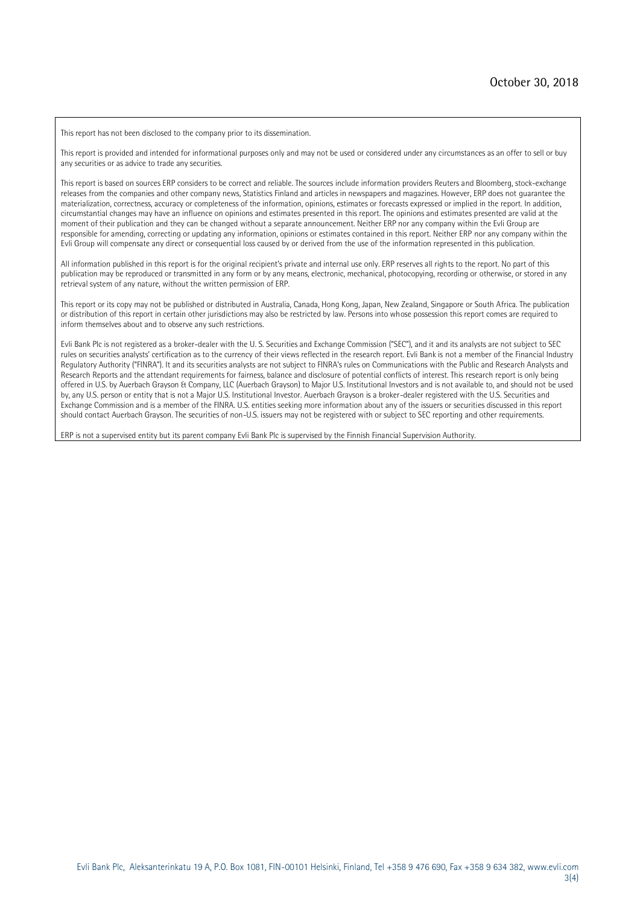October 30, 2018

This report has not been disclosed to the company prior to its dissemination.

This report is provided and intended for informational purposes only and may not be used or considered under any circumstances as an offer to sell or buy any securities or as advice to trade any securities.

This report is based on sources ERP considers to be correct and reliable. The sources include information providers Reuters and Bloomberg, stock-exchange releases from the companies and other company news, Statistics Finland and articles in newspapers and magazines. However, ERP does not guarantee the materialization, correctness, accuracy or completeness of the information, opinions, estimates or forecasts expressed or implied in the report. In addition, circumstantial changes may have an influence on opinions and estimates presented in this report. The opinions and estimates presented are valid at the moment of their publication and they can be changed without a separate announcement. Neither ERP nor any company within the Evli Group are responsible for amending, correcting or updating any information, opinions or estimates contained in this report. Neither ERP nor any company within the Evli Group will compensate any direct or consequential loss caused by or derived from the use of the information represented in this publication.

All information published in this report is for the original recipient's private and internal use only. ERP reserves all rights to the report. No part of this publication may be reproduced or transmitted in any form or by any means, electronic, mechanical, photocopying, recording or otherwise, or stored in any retrieval system of any nature, without the written permission of ERP.

This report or its copy may not be published or distributed in Australia, Canada, Hong Kong, Japan, New Zealand, Singapore or South Africa. The publication or distribution of this report in certain other jurisdictions may also be restricted by law. Persons into whose possession this report comes are required to inform themselves about and to observe any such restrictions.

Evli Bank Plc is not registered as a broker-dealer with the U. S. Securities and Exchange Commission ("SEC"), and it and its analysts are not subject to SEC rules on securities analysts' certification as to the currency of their views reflected in the research report. Evli Bank is not a member of the Financial Industry Regulatory Authority ("FINRA"). It and its securities analysts are not subject to FINRA's rules on Communications with the Public and Research Analysts and Research Reports and the attendant requirements for fairness, balance and disclosure of potential conflicts of interest. This research report is only being offered in U.S. by Auerbach Grayson & Company, LLC (Auerbach Grayson) to Major U.S. Institutional Investors and is not available to, and should not be used by, any U.S. person or entity that is not a Major U.S. Institutional Investor. Auerbach Grayson is a broker-dealer registered with the U.S. Securities and Exchange Commission and is a member of the FINRA. U.S. entities seeking more information about any of the issuers or securities discussed in this report should contact Auerbach Grayson. The securities of non-U.S. issuers may not be registered with or subject to SEC reporting and other requirements.

ERP is not a supervised entity but its parent company Evli Bank Plc is supervised by the Finnish Financial Supervision Authority.

Evli Bank Plc, Aleksanterinkatu 19 A, P.O. Box 1081, FIN-00101 Helsinki, Finland, Tel +358 9 476 690, Fax +358 9 634 382, www.evli.com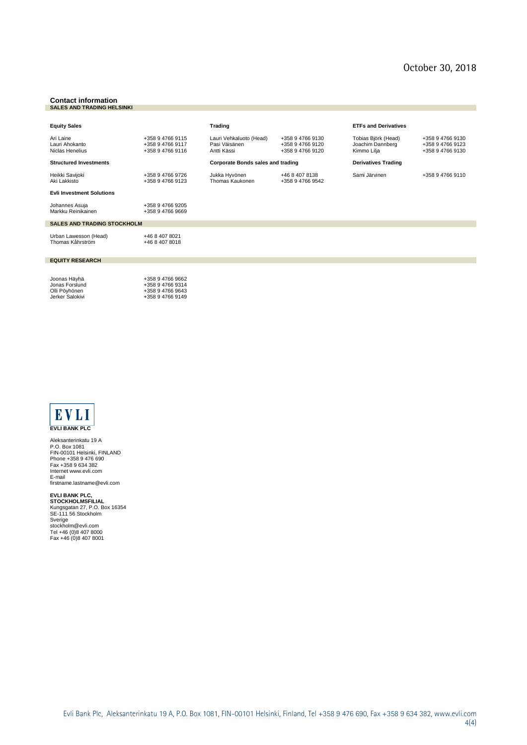October 30, 2018

## Contact information

### SALES AND TRADING HELSINKI

| **Equity Sales** | | **Trading** | | **ETFs and Derivatives** | |
|---|---|---|---|---|---|
| Ari Laine | +358 9 4766 9115 | Lauri Vehkaluoto (Head) | +358 9 4766 9130 | Tobias Björk (Head) | +358 9 4766 9130 |
| Lauri Ahokanto | +358 9 4766 9117 | Pasi Väisänen | +358 9 4766 9120 | Joachim Dannberg | +358 9 4766 9123 |
| Niclas Henelius | +358 9 4766 9116 | Antti Kässi | +358 9 4766 9120 | Kimmo Lilja | +358 9 4766 9130 |
| **Structured Investments** | | **Corporate Bonds sales and trading** | | **Derivatives Trading** | |
| Heikki Savijoki | +358 9 4766 9726 | Jukka Hyvönen | +46 8 407 8138 | Sami Järvinen | +358 9 4766 9110 |
| Aki Lakkisto | +358 9 4766 9123 | Thomas Kaukonen | +358 9 4766 9542 | | |
| **Evli Investment Solutions** | | | | | |
| Johannes Asuja | +358 9 4766 9205 | | | | |
| Markku Reinikainen | +358 9 4766 9669 | | | | |

### SALES AND TRADING STOCKHOLM

| | |
|---|---|
| Urban Lawesson (Head) | +46 8 407 8021 |
| Thomas Kåhrström | +46 8 407 8018 |

### EQUITY RESEARCH

| | |
|---|---|
| Joonas Häyhä | +358 9 4766 9662 |
| Jonas Forslund | +358 9 4766 9314 |
| Olli Pöyhönen | +358 9 4766 9643 |
| Jerker Salokivi | +358 9 4766 9149 |

EVLI

**EVLI BANK PLC**

Aleksanterinkatu 19 A
P.O. Box 1081
FIN-00101 Helsinki, FINLAND
Phone +358 9 476 690
Fax +358 9 634 382
Internet www.evli.com
E-mail
firstname.lastname@evli.com

**EVLI BANK PLC, STOCKHOLMSFILIAL**
Kungsgatan 27, P.O. Box 16354
SE-111 56 Stockholm
Sverige
stockholm@evli.com
Tel +46 (0)8 407 8000
Fax +46 (0)8 407 8001